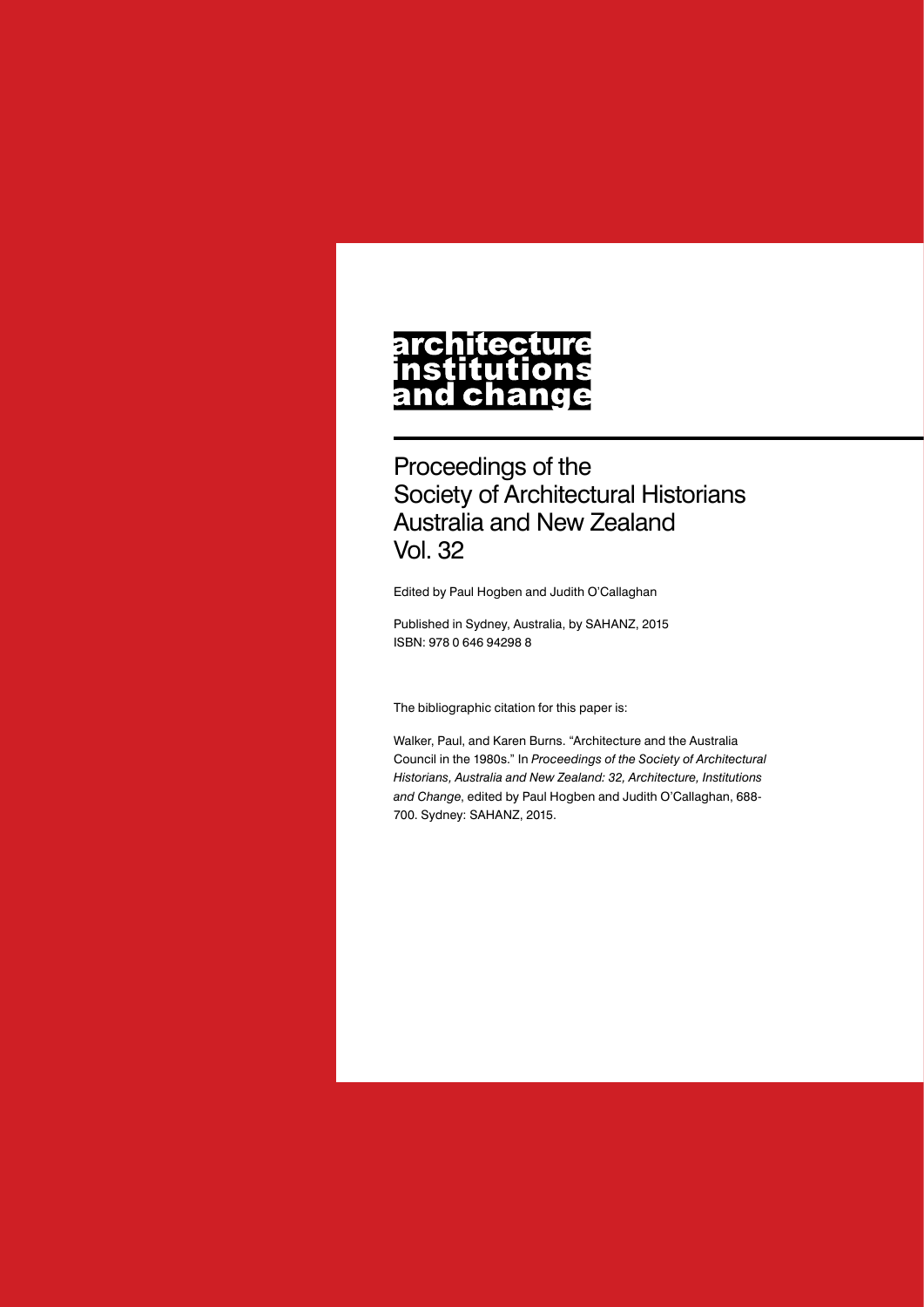# architecture institutions and change

Proceedings of the
Society of Architectural Historians
Australia and New Zealand
Vol. 32

Edited by Paul Hogben and Judith O'Callaghan

Published in Sydney, Australia, by SAHANZ, 2015
ISBN: 978 0 646 94298 8

The bibliographic citation for this paper is:

Walker, Paul, and Karen Burns. "Architecture and the Australia Council in the 1980s." In *Proceedings of the Society of Architectural Historians, Australia and New Zealand: 32, Architecture, Institutions and Change*, edited by Paul Hogben and Judith O'Callaghan, 688-700. Sydney: SAHANZ, 2015.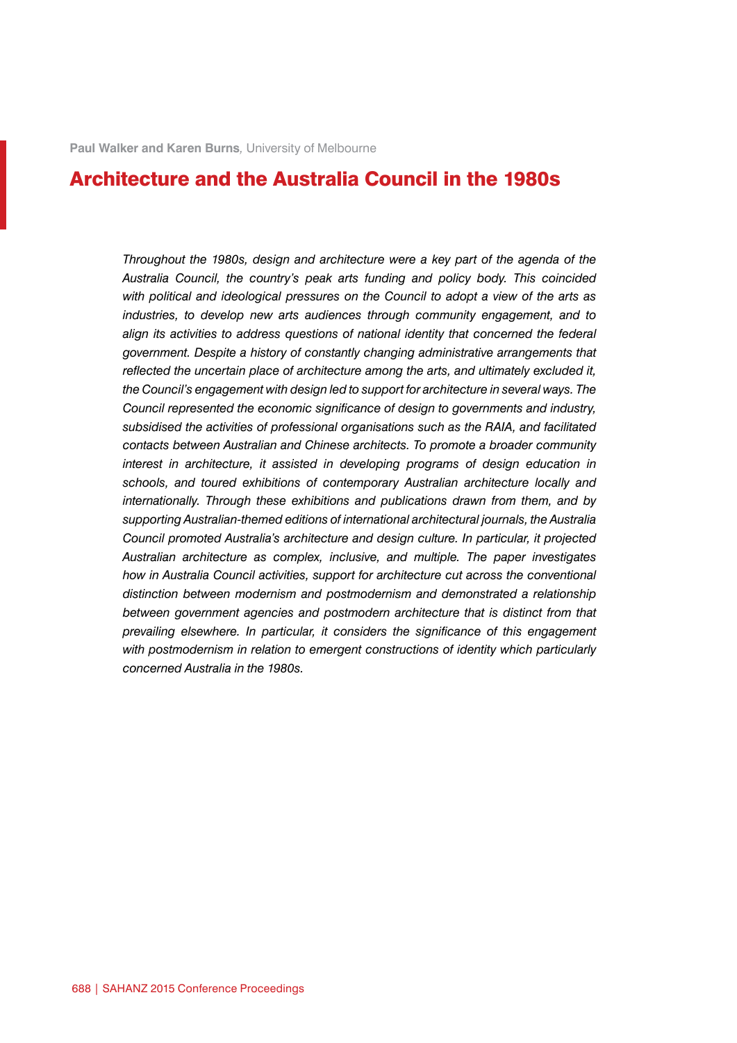**Paul Walker and Karen Burns**, University of Melbourne

# Architecture and the Australia Council in the 1980s

*Throughout the 1980s, design and architecture were a key part of the agenda of the Australia Council, the country's peak arts funding and policy body. This coincided with political and ideological pressures on the Council to adopt a view of the arts as industries, to develop new arts audiences through community engagement, and to align its activities to address questions of national identity that concerned the federal government. Despite a history of constantly changing administrative arrangements that reflected the uncertain place of architecture among the arts, and ultimately excluded it, the Council's engagement with design led to support for architecture in several ways. The Council represented the economic significance of design to governments and industry, subsidised the activities of professional organisations such as the RAIA, and facilitated contacts between Australian and Chinese architects. To promote a broader community interest in architecture, it assisted in developing programs of design education in schools, and toured exhibitions of contemporary Australian architecture locally and internationally. Through these exhibitions and publications drawn from them, and by supporting Australian-themed editions of international architectural journals, the Australia Council promoted Australia's architecture and design culture. In particular, it projected Australian architecture as complex, inclusive, and multiple. The paper investigates how in Australia Council activities, support for architecture cut across the conventional distinction between modernism and postmodernism and demonstrated a relationship between government agencies and postmodern architecture that is distinct from that prevailing elsewhere. In particular, it considers the significance of this engagement with postmodernism in relation to emergent constructions of identity which particularly concerned Australia in the 1980s.*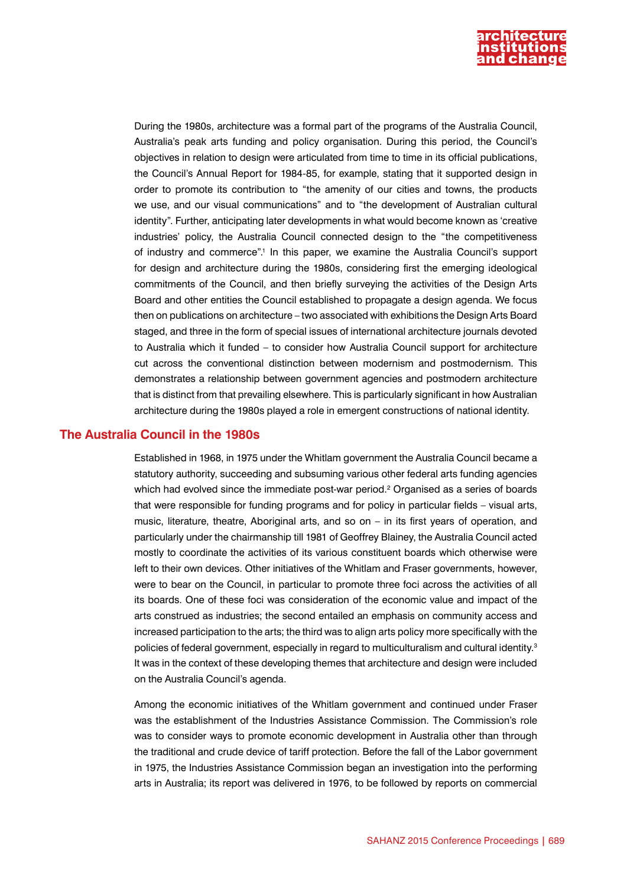During the 1980s, architecture was a formal part of the programs of the Australia Council, Australia's peak arts funding and policy organisation. During this period, the Council's objectives in relation to design were articulated from time to time in its official publications, the Council's Annual Report for 1984-85, for example, stating that it supported design in order to promote its contribution to "the amenity of our cities and towns, the products we use, and our visual communications" and to "the development of Australian cultural identity". Further, anticipating later developments in what would become known as 'creative industries' policy, the Australia Council connected design to the "the competitiveness of industry and commerce".[1] In this paper, we examine the Australia Council's support for design and architecture during the 1980s, considering first the emerging ideological commitments of the Council, and then briefly surveying the activities of the Design Arts Board and other entities the Council established to propagate a design agenda. We focus then on publications on architecture – two associated with exhibitions the Design Arts Board staged, and three in the form of special issues of international architecture journals devoted to Australia which it funded – to consider how Australia Council support for architecture cut across the conventional distinction between modernism and postmodernism. This demonstrates a relationship between government agencies and postmodern architecture that is distinct from that prevailing elsewhere. This is particularly significant in how Australian architecture during the 1980s played a role in emergent constructions of national identity.

## The Australia Council in the 1980s

Established in 1968, in 1975 under the Whitlam government the Australia Council became a statutory authority, succeeding and subsuming various other federal arts funding agencies which had evolved since the immediate post-war period.[2] Organised as a series of boards that were responsible for funding programs and for policy in particular fields – visual arts, music, literature, theatre, Aboriginal arts, and so on – in its first years of operation, and particularly under the chairmanship till 1981 of Geoffrey Blainey, the Australia Council acted mostly to coordinate the activities of its various constituent boards which otherwise were left to their own devices. Other initiatives of the Whitlam and Fraser governments, however, were to bear on the Council, in particular to promote three foci across the activities of all its boards. One of these foci was consideration of the economic value and impact of the arts construed as industries; the second entailed an emphasis on community access and increased participation to the arts; the third was to align arts policy more specifically with the policies of federal government, especially in regard to multiculturalism and cultural identity.[3] It was in the context of these developing themes that architecture and design were included on the Australia Council's agenda.

Among the economic initiatives of the Whitlam government and continued under Fraser was the establishment of the Industries Assistance Commission. The Commission's role was to consider ways to promote economic development in Australia other than through the traditional and crude device of tariff protection. Before the fall of the Labor government in 1975, the Industries Assistance Commission began an investigation into the performing arts in Australia; its report was delivered in 1976, to be followed by reports on commercial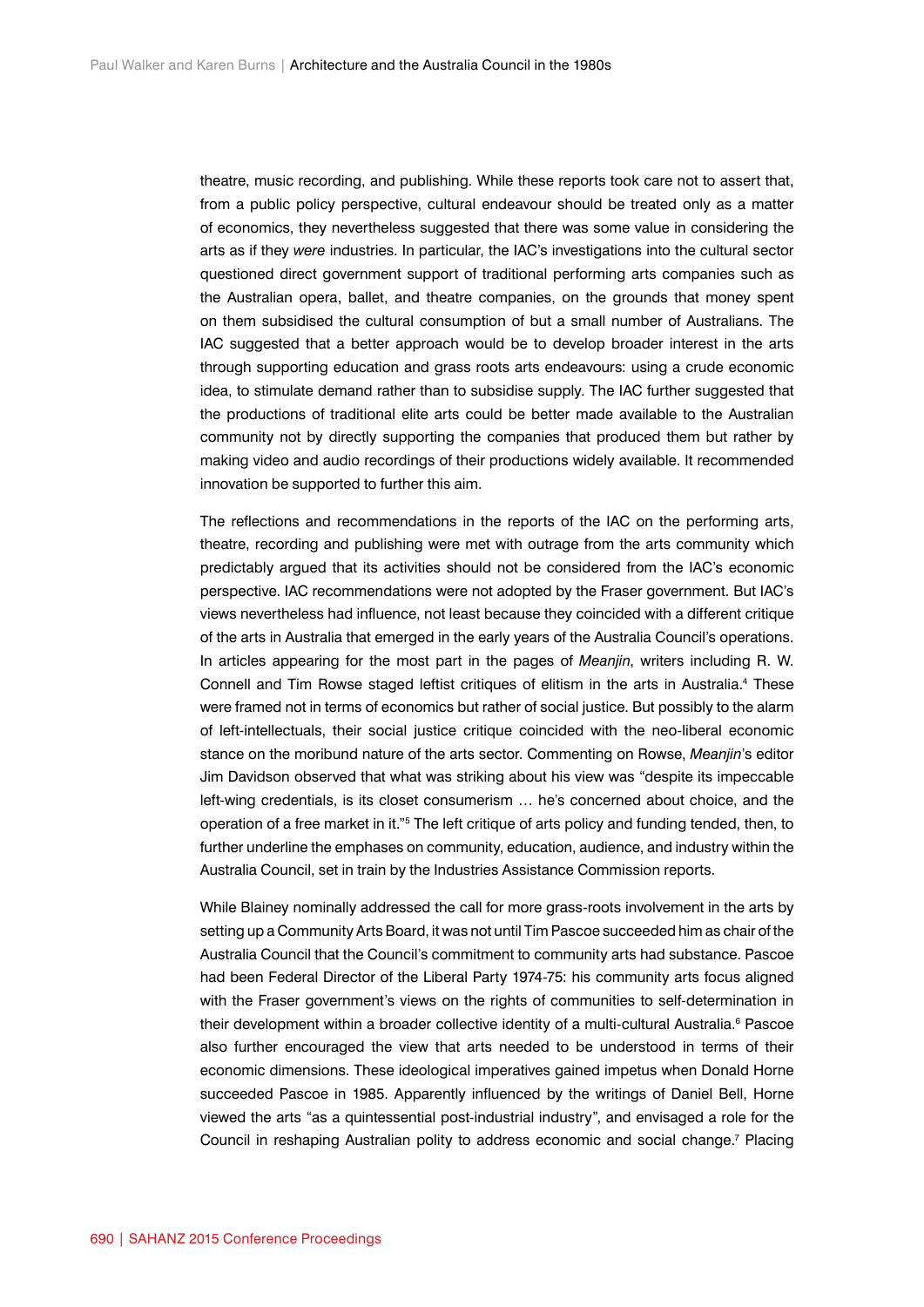theatre, music recording, and publishing. While these reports took care not to assert that, from a public policy perspective, cultural endeavour should be treated only as a matter of economics, they nevertheless suggested that there was some value in considering the arts as if they *were* industries. In particular, the IAC's investigations into the cultural sector questioned direct government support of traditional performing arts companies such as the Australian opera, ballet, and theatre companies, on the grounds that money spent on them subsidised the cultural consumption of but a small number of Australians. The IAC suggested that a better approach would be to develop broader interest in the arts through supporting education and grass roots arts endeavours: using a crude economic idea, to stimulate demand rather than to subsidise supply. The IAC further suggested that the productions of traditional elite arts could be better made available to the Australian community not by directly supporting the companies that produced them but rather by making video and audio recordings of their productions widely available. It recommended innovation be supported to further this aim.

The reflections and recommendations in the reports of the IAC on the performing arts, theatre, recording and publishing were met with outrage from the arts community which predictably argued that its activities should not be considered from the IAC's economic perspective. IAC recommendations were not adopted by the Fraser government. But IAC's views nevertheless had influence, not least because they coincided with a different critique of the arts in Australia that emerged in the early years of the Australia Council's operations. In articles appearing for the most part in the pages of *Meanjin*, writers including R. W. Connell and Tim Rowse staged leftist critiques of elitism in the arts in Australia.[4] These were framed not in terms of economics but rather of social justice. But possibly to the alarm of left-intellectuals, their social justice critique coincided with the neo-liberal economic stance on the moribund nature of the arts sector. Commenting on Rowse, *Meanjin*'s editor Jim Davidson observed that what was striking about his view was "despite its impeccable left-wing credentials, is its closet consumerism … he's concerned about choice, and the operation of a free market in it."[5] The left critique of arts policy and funding tended, then, to further underline the emphases on community, education, audience, and industry within the Australia Council, set in train by the Industries Assistance Commission reports.

While Blainey nominally addressed the call for more grass-roots involvement in the arts by setting up a Community Arts Board, it was not until Tim Pascoe succeeded him as chair of the Australia Council that the Council's commitment to community arts had substance. Pascoe had been Federal Director of the Liberal Party 1974-75: his community arts focus aligned with the Fraser government's views on the rights of communities to self-determination in their development within a broader collective identity of a multi-cultural Australia.[6] Pascoe also further encouraged the view that arts needed to be understood in terms of their economic dimensions. These ideological imperatives gained impetus when Donald Horne succeeded Pascoe in 1985. Apparently influenced by the writings of Daniel Bell, Horne viewed the arts "as a quintessential post-industrial industry", and envisaged a role for the Council in reshaping Australian polity to address economic and social change.[7] Placing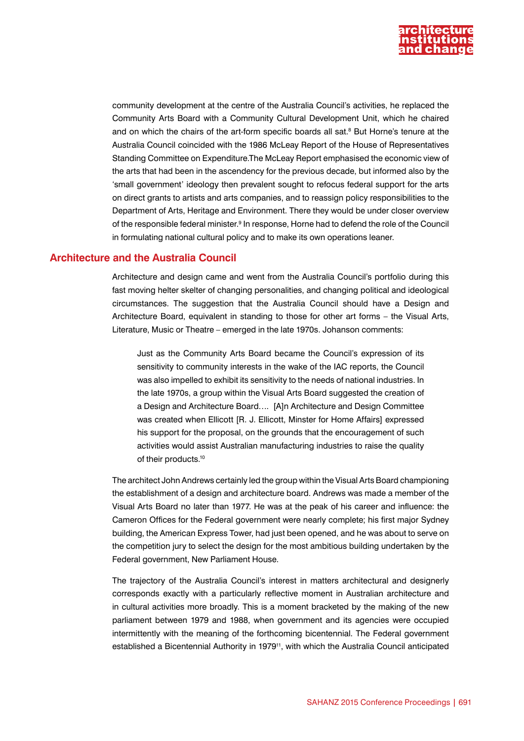community development at the centre of the Australia Council's activities, he replaced the Community Arts Board with a Community Cultural Development Unit, which he chaired and on which the chairs of the art-form specific boards all sat.[8] But Horne's tenure at the Australia Council coincided with the 1986 McLeay Report of the House of Representatives Standing Committee on Expenditure.The McLeay Report emphasised the economic view of the arts that had been in the ascendency for the previous decade, but informed also by the 'small government' ideology then prevalent sought to refocus federal support for the arts on direct grants to artists and arts companies, and to reassign policy responsibilities to the Department of Arts, Heritage and Environment. There they would be under closer overview of the responsible federal minister.[9] In response, Horne had to defend the role of the Council in formulating national cultural policy and to make its own operations leaner.

## Architecture and the Australia Council

Architecture and design came and went from the Australia Council's portfolio during this fast moving helter skelter of changing personalities, and changing political and ideological circumstances. The suggestion that the Australia Council should have a Design and Architecture Board, equivalent in standing to those for other art forms – the Visual Arts, Literature, Music or Theatre – emerged in the late 1970s. Johanson comments:

> Just as the Community Arts Board became the Council's expression of its sensitivity to community interests in the wake of the IAC reports, the Council was also impelled to exhibit its sensitivity to the needs of national industries. In the late 1970s, a group within the Visual Arts Board suggested the creation of a Design and Architecture Board.... [A]n Architecture and Design Committee was created when Ellicott [R. J. Ellicott, Minster for Home Affairs] expressed his support for the proposal, on the grounds that the encouragement of such activities would assist Australian manufacturing industries to raise the quality of their products.[10]

The architect John Andrews certainly led the group within the Visual Arts Board championing the establishment of a design and architecture board. Andrews was made a member of the Visual Arts Board no later than 1977. He was at the peak of his career and influence: the Cameron Offices for the Federal government were nearly complete; his first major Sydney building, the American Express Tower, had just been opened, and he was about to serve on the competition jury to select the design for the most ambitious building undertaken by the Federal government, New Parliament House.

The trajectory of the Australia Council's interest in matters architectural and designerly corresponds exactly with a particularly reflective moment in Australian architecture and in cultural activities more broadly. This is a moment bracketed by the making of the new parliament between 1979 and 1988, when government and its agencies were occupied intermittently with the meaning of the forthcoming bicentennial. The Federal government established a Bicentennial Authority in 1979[11], with which the Australia Council anticipated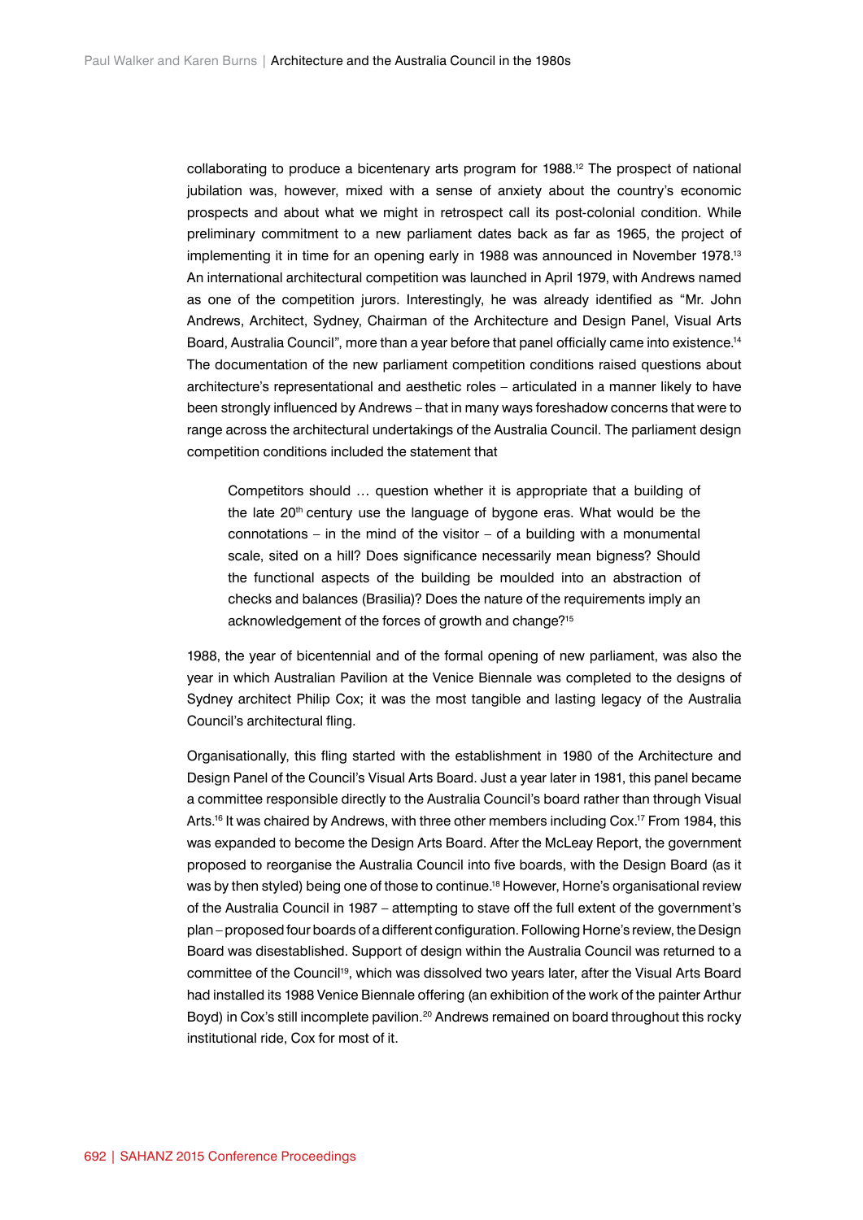collaborating to produce a bicentenary arts program for 1988.[12] The prospect of national jubilation was, however, mixed with a sense of anxiety about the country's economic prospects and about what we might in retrospect call its post-colonial condition. While preliminary commitment to a new parliament dates back as far as 1965, the project of implementing it in time for an opening early in 1988 was announced in November 1978.[13] An international architectural competition was launched in April 1979, with Andrews named as one of the competition jurors. Interestingly, he was already identified as "Mr. John Andrews, Architect, Sydney, Chairman of the Architecture and Design Panel, Visual Arts Board, Australia Council", more than a year before that panel officially came into existence.[14] The documentation of the new parliament competition conditions raised questions about architecture's representational and aesthetic roles – articulated in a manner likely to have been strongly influenced by Andrews – that in many ways foreshadow concerns that were to range across the architectural undertakings of the Australia Council. The parliament design competition conditions included the statement that

> Competitors should … question whether it is appropriate that a building of the late 20th century use the language of bygone eras. What would be the connotations – in the mind of the visitor – of a building with a monumental scale, sited on a hill? Does significance necessarily mean bigness? Should the functional aspects of the building be moulded into an abstraction of checks and balances (Brasilia)? Does the nature of the requirements imply an acknowledgement of the forces of growth and change?[15]

1988, the year of bicentennial and of the formal opening of new parliament, was also the year in which Australian Pavilion at the Venice Biennale was completed to the designs of Sydney architect Philip Cox; it was the most tangible and lasting legacy of the Australia Council's architectural fling.

Organisationally, this fling started with the establishment in 1980 of the Architecture and Design Panel of the Council's Visual Arts Board. Just a year later in 1981, this panel became a committee responsible directly to the Australia Council's board rather than through Visual Arts.[16] It was chaired by Andrews, with three other members including Cox.[17] From 1984, this was expanded to become the Design Arts Board. After the McLeay Report, the government proposed to reorganise the Australia Council into five boards, with the Design Board (as it was by then styled) being one of those to continue.[18] However, Horne's organisational review of the Australia Council in 1987 – attempting to stave off the full extent of the government's plan – proposed four boards of a different configuration. Following Horne's review, the Design Board was disestablished. Support of design within the Australia Council was returned to a committee of the Council[19], which was dissolved two years later, after the Visual Arts Board had installed its 1988 Venice Biennale offering (an exhibition of the work of the painter Arthur Boyd) in Cox's still incomplete pavilion.[20] Andrews remained on board throughout this rocky institutional ride, Cox for most of it.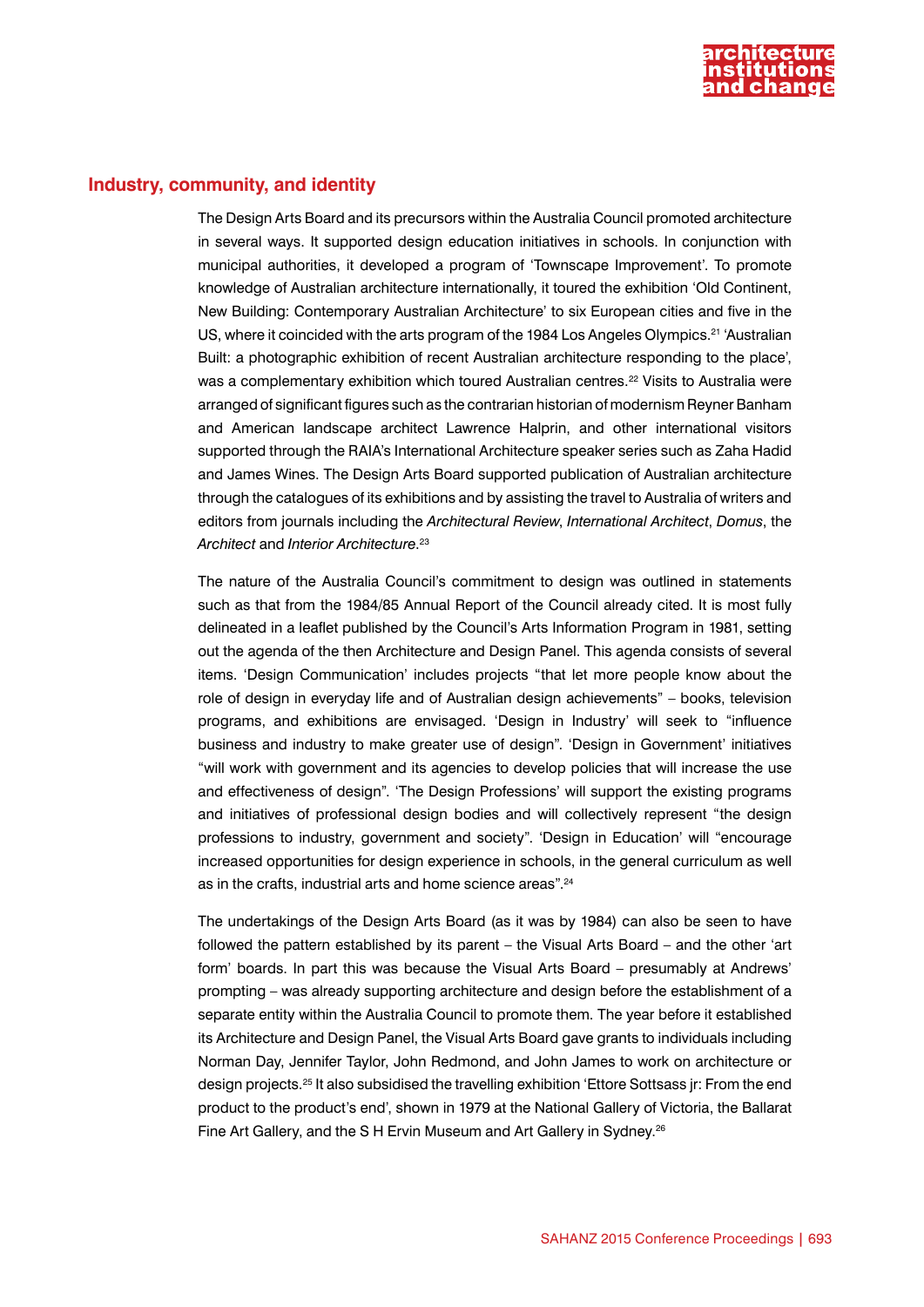## Industry, community, and identity

The Design Arts Board and its precursors within the Australia Council promoted architecture in several ways. It supported design education initiatives in schools. In conjunction with municipal authorities, it developed a program of 'Townscape Improvement'. To promote knowledge of Australian architecture internationally, it toured the exhibition 'Old Continent, New Building: Contemporary Australian Architecture' to six European cities and five in the US, where it coincided with the arts program of the 1984 Los Angeles Olympics.[21] 'Australian Built: a photographic exhibition of recent Australian architecture responding to the place', was a complementary exhibition which toured Australian centres.[22] Visits to Australia were arranged of significant figures such as the contrarian historian of modernism Reyner Banham and American landscape architect Lawrence Halprin, and other international visitors supported through the RAIA's International Architecture speaker series such as Zaha Hadid and James Wines. The Design Arts Board supported publication of Australian architecture through the catalogues of its exhibitions and by assisting the travel to Australia of writers and editors from journals including the *Architectural Review*, *International Architect*, *Domus*, the *Architect* and *Interior Architecture*.[23]

The nature of the Australia Council's commitment to design was outlined in statements such as that from the 1984/85 Annual Report of the Council already cited. It is most fully delineated in a leaflet published by the Council's Arts Information Program in 1981, setting out the agenda of the then Architecture and Design Panel. This agenda consists of several items. 'Design Communication' includes projects "that let more people know about the role of design in everyday life and of Australian design achievements" – books, television programs, and exhibitions are envisaged. 'Design in Industry' will seek to "influence business and industry to make greater use of design". 'Design in Government' initiatives "will work with government and its agencies to develop policies that will increase the use and effectiveness of design". 'The Design Professions' will support the existing programs and initiatives of professional design bodies and will collectively represent "the design professions to industry, government and society". 'Design in Education' will "encourage increased opportunities for design experience in schools, in the general curriculum as well as in the crafts, industrial arts and home science areas".[24]

The undertakings of the Design Arts Board (as it was by 1984) can also be seen to have followed the pattern established by its parent – the Visual Arts Board – and the other 'art form' boards. In part this was because the Visual Arts Board – presumably at Andrews' prompting – was already supporting architecture and design before the establishment of a separate entity within the Australia Council to promote them. The year before it established its Architecture and Design Panel, the Visual Arts Board gave grants to individuals including Norman Day, Jennifer Taylor, John Redmond, and John James to work on architecture or design projects.[25] It also subsidised the travelling exhibition 'Ettore Sottsass jr: From the end product to the product's end', shown in 1979 at the National Gallery of Victoria, the Ballarat Fine Art Gallery, and the S H Ervin Museum and Art Gallery in Sydney.[26]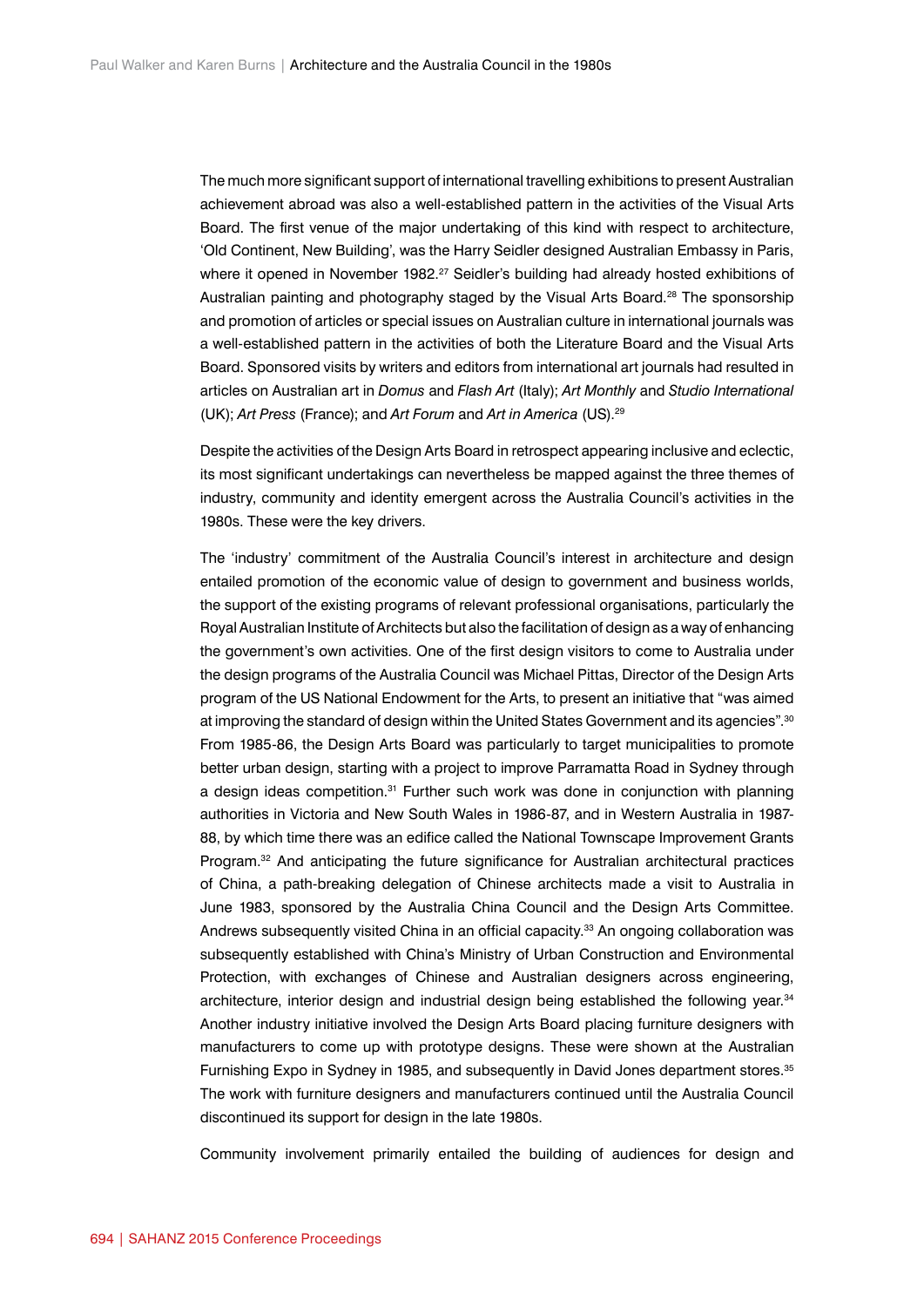The much more significant support of international travelling exhibitions to present Australian achievement abroad was also a well-established pattern in the activities of the Visual Arts Board. The first venue of the major undertaking of this kind with respect to architecture, 'Old Continent, New Building', was the Harry Seidler designed Australian Embassy in Paris, where it opened in November 1982.[27] Seidler's building had already hosted exhibitions of Australian painting and photography staged by the Visual Arts Board.[28] The sponsorship and promotion of articles or special issues on Australian culture in international journals was a well-established pattern in the activities of both the Literature Board and the Visual Arts Board. Sponsored visits by writers and editors from international art journals had resulted in articles on Australian art in *Domus* and *Flash Art* (Italy); *Art Monthly* and *Studio International* (UK); *Art Press* (France); and *Art Forum* and *Art in America* (US).[29]

Despite the activities of the Design Arts Board in retrospect appearing inclusive and eclectic, its most significant undertakings can nevertheless be mapped against the three themes of industry, community and identity emergent across the Australia Council's activities in the 1980s. These were the key drivers.

The 'industry' commitment of the Australia Council's interest in architecture and design entailed promotion of the economic value of design to government and business worlds, the support of the existing programs of relevant professional organisations, particularly the Royal Australian Institute of Architects but also the facilitation of design as a way of enhancing the government's own activities. One of the first design visitors to come to Australia under the design programs of the Australia Council was Michael Pittas, Director of the Design Arts program of the US National Endowment for the Arts, to present an initiative that "was aimed at improving the standard of design within the United States Government and its agencies".[30] From 1985-86, the Design Arts Board was particularly to target municipalities to promote better urban design, starting with a project to improve Parramatta Road in Sydney through a design ideas competition.[31] Further such work was done in conjunction with planning authorities in Victoria and New South Wales in 1986-87, and in Western Australia in 1987-88, by which time there was an edifice called the National Townscape Improvement Grants Program.[32] And anticipating the future significance for Australian architectural practices of China, a path-breaking delegation of Chinese architects made a visit to Australia in June 1983, sponsored by the Australia China Council and the Design Arts Committee. Andrews subsequently visited China in an official capacity.[33] An ongoing collaboration was subsequently established with China's Ministry of Urban Construction and Environmental Protection, with exchanges of Chinese and Australian designers across engineering, architecture, interior design and industrial design being established the following year.[34] Another industry initiative involved the Design Arts Board placing furniture designers with manufacturers to come up with prototype designs. These were shown at the Australian Furnishing Expo in Sydney in 1985, and subsequently in David Jones department stores.[35] The work with furniture designers and manufacturers continued until the Australia Council discontinued its support for design in the late 1980s.

Community involvement primarily entailed the building of audiences for design and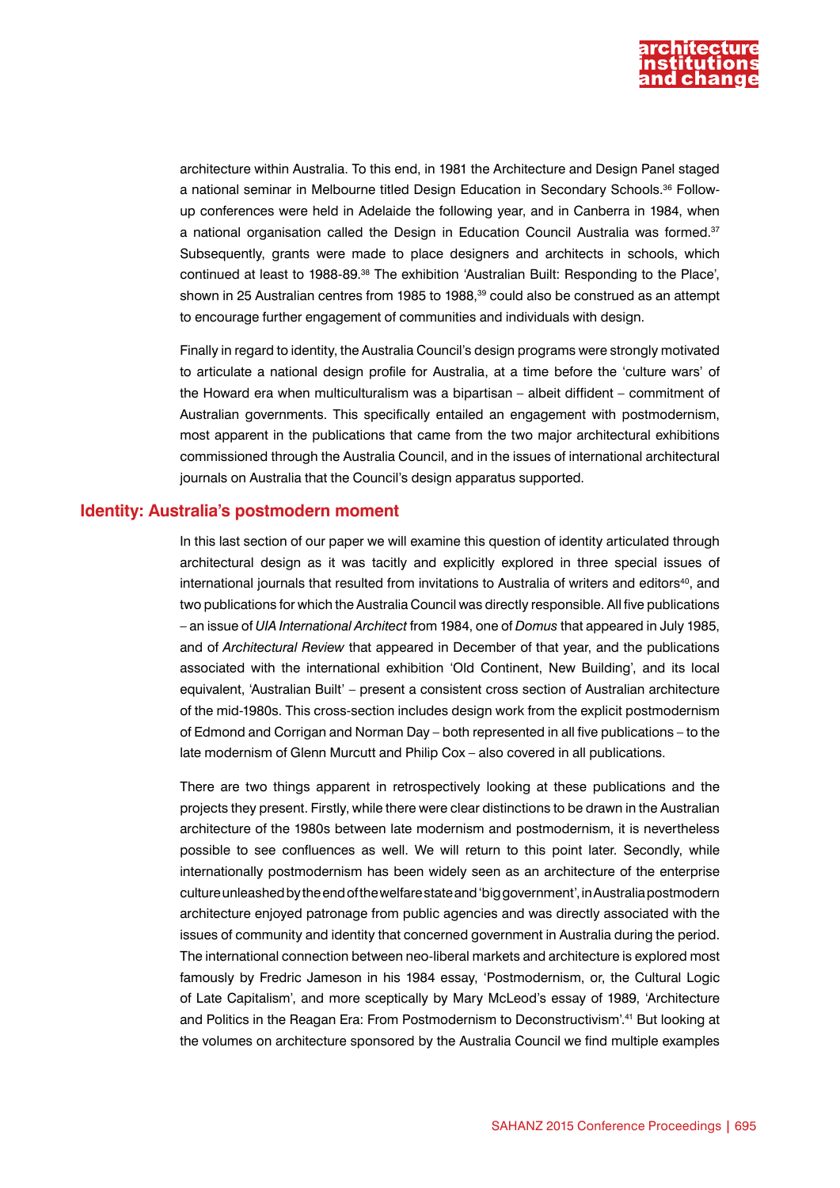architecture within Australia. To this end, in 1981 the Architecture and Design Panel staged a national seminar in Melbourne titled Design Education in Secondary Schools.[36] Follow-up conferences were held in Adelaide the following year, and in Canberra in 1984, when a national organisation called the Design in Education Council Australia was formed.[37] Subsequently, grants were made to place designers and architects in schools, which continued at least to 1988-89.[38] The exhibition 'Australian Built: Responding to the Place', shown in 25 Australian centres from 1985 to 1988,[39] could also be construed as an attempt to encourage further engagement of communities and individuals with design.

Finally in regard to identity, the Australia Council's design programs were strongly motivated to articulate a national design profile for Australia, at a time before the 'culture wars' of the Howard era when multiculturalism was a bipartisan – albeit diffident – commitment of Australian governments. This specifically entailed an engagement with postmodernism, most apparent in the publications that came from the two major architectural exhibitions commissioned through the Australia Council, and in the issues of international architectural journals on Australia that the Council's design apparatus supported.

## Identity: Australia's postmodern moment

In this last section of our paper we will examine this question of identity articulated through architectural design as it was tacitly and explicitly explored in three special issues of international journals that resulted from invitations to Australia of writers and editors[40], and two publications for which the Australia Council was directly responsible. All five publications – an issue of *UIA International Architect* from 1984, one of *Domus* that appeared in July 1985, and of *Architectural Review* that appeared in December of that year, and the publications associated with the international exhibition 'Old Continent, New Building', and its local equivalent, 'Australian Built' – present a consistent cross section of Australian architecture of the mid-1980s. This cross-section includes design work from the explicit postmodernism of Edmond and Corrigan and Norman Day – both represented in all five publications – to the late modernism of Glenn Murcutt and Philip Cox – also covered in all publications.

There are two things apparent in retrospectively looking at these publications and the projects they present. Firstly, while there were clear distinctions to be drawn in the Australian architecture of the 1980s between late modernism and postmodernism, it is nevertheless possible to see confluences as well. We will return to this point later. Secondly, while internationally postmodernism has been widely seen as an architecture of the enterprise culture unleashed by the end of the welfare state and 'big government', in Australia postmodern architecture enjoyed patronage from public agencies and was directly associated with the issues of community and identity that concerned government in Australia during the period. The international connection between neo-liberal markets and architecture is explored most famously by Fredric Jameson in his 1984 essay, 'Postmodernism, or, the Cultural Logic of Late Capitalism', and more sceptically by Mary McLeod's essay of 1989, 'Architecture and Politics in the Reagan Era: From Postmodernism to Deconstructivism'.[41] But looking at the volumes on architecture sponsored by the Australia Council we find multiple examples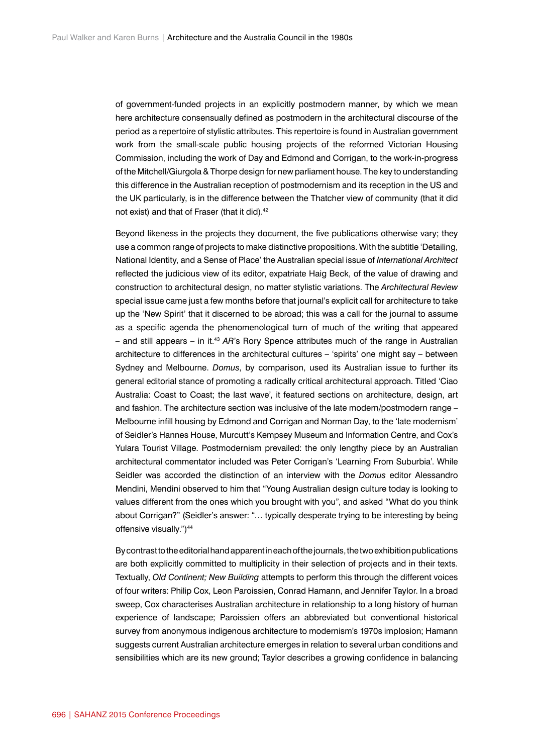of government-funded projects in an explicitly postmodern manner, by which we mean here architecture consensually defined as postmodern in the architectural discourse of the period as a repertoire of stylistic attributes. This repertoire is found in Australian government work from the small-scale public housing projects of the reformed Victorian Housing Commission, including the work of Day and Edmond and Corrigan, to the work-in-progress of the Mitchell/Giurgola & Thorpe design for new parliament house. The key to understanding this difference in the Australian reception of postmodernism and its reception in the US and the UK particularly, is in the difference between the Thatcher view of community (that it did not exist) and that of Fraser (that it did).[42]

Beyond likeness in the projects they document, the five publications otherwise vary; they use a common range of projects to make distinctive propositions. With the subtitle 'Detailing, National Identity, and a Sense of Place' the Australian special issue of *International Architect* reflected the judicious view of its editor, expatriate Haig Beck, of the value of drawing and construction to architectural design, no matter stylistic variations. The *Architectural Review* special issue came just a few months before that journal's explicit call for architecture to take up the 'New Spirit' that it discerned to be abroad; this was a call for the journal to assume as a specific agenda the phenomenological turn of much of the writing that appeared – and still appears – in it.[43] *AR*'s Rory Spence attributes much of the range in Australian architecture to differences in the architectural cultures – 'spirits' one might say – between Sydney and Melbourne. *Domus*, by comparison, used its Australian issue to further its general editorial stance of promoting a radically critical architectural approach. Titled 'Ciao Australia: Coast to Coast; the last wave', it featured sections on architecture, design, art and fashion. The architecture section was inclusive of the late modern/postmodern range – Melbourne infill housing by Edmond and Corrigan and Norman Day, to the 'late modernism' of Seidler's Hannes House, Murcutt's Kempsey Museum and Information Centre, and Cox's Yulara Tourist Village. Postmodernism prevailed: the only lengthy piece by an Australian architectural commentator included was Peter Corrigan's 'Learning From Suburbia'. While Seidler was accorded the distinction of an interview with the *Domus* editor Alessandro Mendini, Mendini observed to him that "Young Australian design culture today is looking to values different from the ones which you brought with you", and asked "What do you think about Corrigan?" (Seidler's answer: "… typically desperate trying to be interesting by being offensive visually.")[44]

By contrast to the editorial hand apparent in each of the journals, the two exhibition publications are both explicitly committed to multiplicity in their selection of projects and in their texts. Textually, *Old Continent; New Building* attempts to perform this through the different voices of four writers: Philip Cox, Leon Paroissien, Conrad Hamann, and Jennifer Taylor. In a broad sweep, Cox characterises Australian architecture in relationship to a long history of human experience of landscape; Paroissien offers an abbreviated but conventional historical survey from anonymous indigenous architecture to modernism's 1970s implosion; Hamann suggests current Australian architecture emerges in relation to several urban conditions and sensibilities which are its new ground; Taylor describes a growing confidence in balancing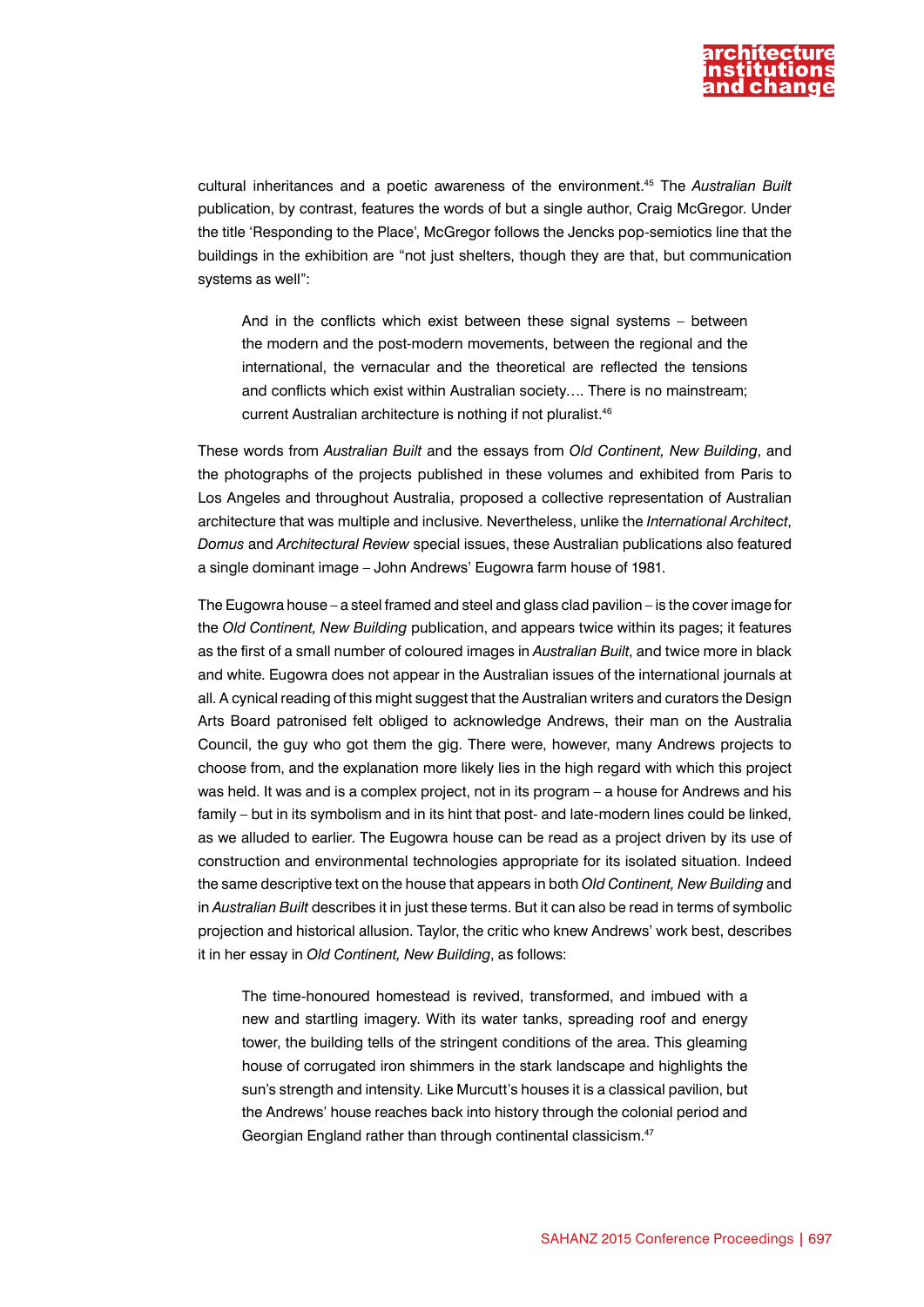cultural inheritances and a poetic awareness of the environment.[45] The *Australian Built* publication, by contrast, features the words of but a single author, Craig McGregor. Under the title 'Responding to the Place', McGregor follows the Jencks pop-semiotics line that the buildings in the exhibition are "not just shelters, though they are that, but communication systems as well":

> And in the conflicts which exist between these signal systems – between the modern and the post-modern movements, between the regional and the international, the vernacular and the theoretical are reflected the tensions and conflicts which exist within Australian society.... There is no mainstream; current Australian architecture is nothing if not pluralist.[46]

These words from *Australian Built* and the essays from *Old Continent, New Building*, and the photographs of the projects published in these volumes and exhibited from Paris to Los Angeles and throughout Australia, proposed a collective representation of Australian architecture that was multiple and inclusive. Nevertheless, unlike the *International Architect*, *Domus* and *Architectural Review* special issues, these Australian publications also featured a single dominant image – John Andrews' Eugowra farm house of 1981.

The Eugowra house – a steel framed and steel and glass clad pavilion – is the cover image for the *Old Continent, New Building* publication, and appears twice within its pages; it features as the first of a small number of coloured images in *Australian Built*, and twice more in black and white. Eugowra does not appear in the Australian issues of the international journals at all. A cynical reading of this might suggest that the Australian writers and curators the Design Arts Board patronised felt obliged to acknowledge Andrews, their man on the Australia Council, the guy who got them the gig. There were, however, many Andrews projects to choose from, and the explanation more likely lies in the high regard with which this project was held. It was and is a complex project, not in its program – a house for Andrews and his family – but in its symbolism and in its hint that post- and late-modern lines could be linked, as we alluded to earlier. The Eugowra house can be read as a project driven by its use of construction and environmental technologies appropriate for its isolated situation. Indeed the same descriptive text on the house that appears in both *Old Continent, New Building* and in *Australian Built* describes it in just these terms. But it can also be read in terms of symbolic projection and historical allusion. Taylor, the critic who knew Andrews' work best, describes it in her essay in *Old Continent, New Building*, as follows:

> The time-honoured homestead is revived, transformed, and imbued with a new and startling imagery. With its water tanks, spreading roof and energy tower, the building tells of the stringent conditions of the area. This gleaming house of corrugated iron shimmers in the stark landscape and highlights the sun's strength and intensity. Like Murcutt's houses it is a classical pavilion, but the Andrews' house reaches back into history through the colonial period and Georgian England rather than through continental classicism.[47]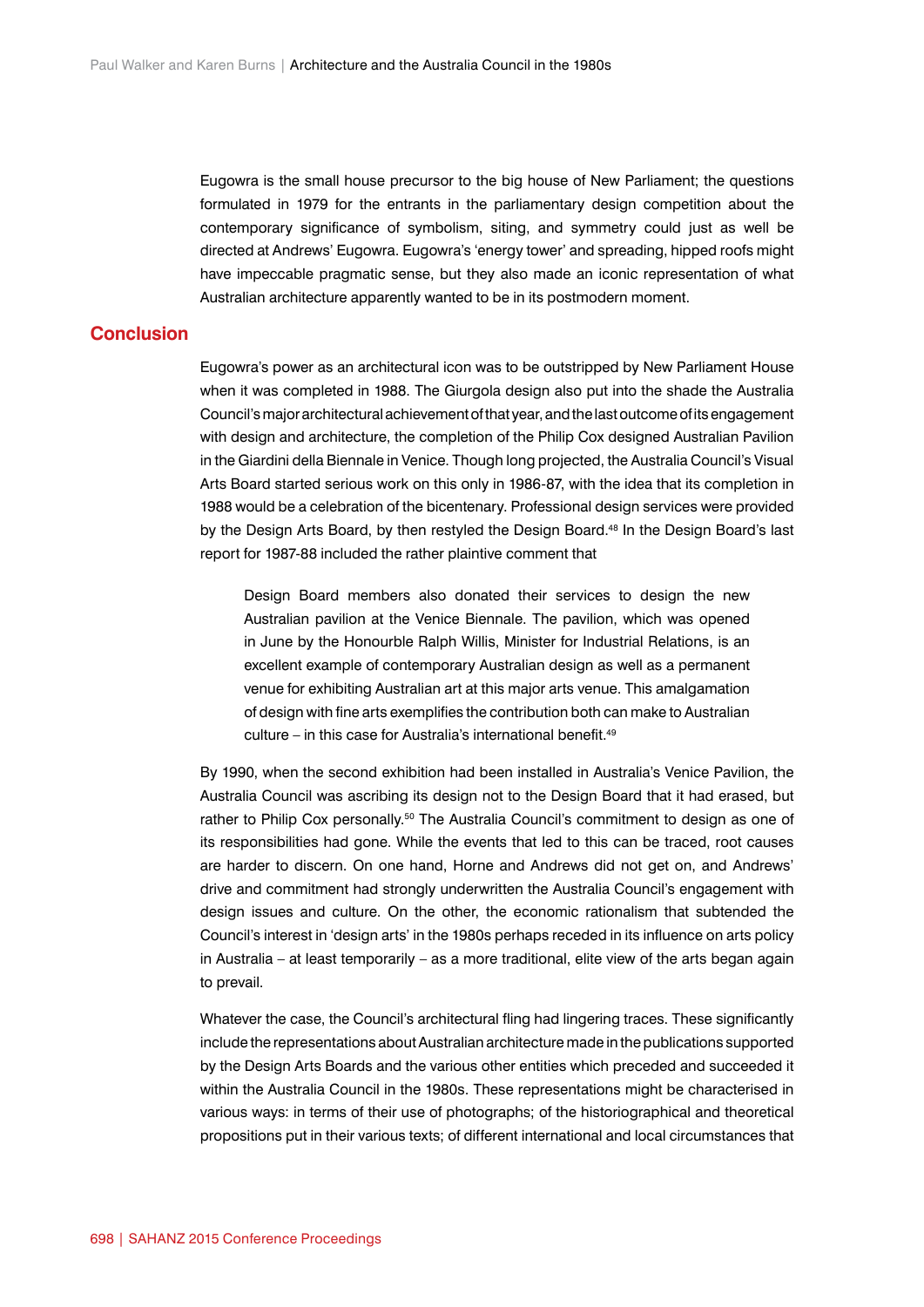Eugowra is the small house precursor to the big house of New Parliament; the questions formulated in 1979 for the entrants in the parliamentary design competition about the contemporary significance of symbolism, siting, and symmetry could just as well be directed at Andrews' Eugowra. Eugowra's 'energy tower' and spreading, hipped roofs might have impeccable pragmatic sense, but they also made an iconic representation of what Australian architecture apparently wanted to be in its postmodern moment.

## Conclusion

Eugowra's power as an architectural icon was to be outstripped by New Parliament House when it was completed in 1988. The Giurgola design also put into the shade the Australia Council's major architectural achievement of that year, and the last outcome of its engagement with design and architecture, the completion of the Philip Cox designed Australian Pavilion in the Giardini della Biennale in Venice. Though long projected, the Australia Council's Visual Arts Board started serious work on this only in 1986-87, with the idea that its completion in 1988 would be a celebration of the bicentenary. Professional design services were provided by the Design Arts Board, by then restyled the Design Board.[48] In the Design Board's last report for 1987-88 included the rather plaintive comment that

> Design Board members also donated their services to design the new Australian pavilion at the Venice Biennale. The pavilion, which was opened in June by the Honourble Ralph Willis, Minister for Industrial Relations, is an excellent example of contemporary Australian design as well as a permanent venue for exhibiting Australian art at this major arts venue. This amalgamation of design with fine arts exemplifies the contribution both can make to Australian culture – in this case for Australia's international benefit.[49]

By 1990, when the second exhibition had been installed in Australia's Venice Pavilion, the Australia Council was ascribing its design not to the Design Board that it had erased, but rather to Philip Cox personally.[50] The Australia Council's commitment to design as one of its responsibilities had gone. While the events that led to this can be traced, root causes are harder to discern. On one hand, Horne and Andrews did not get on, and Andrews' drive and commitment had strongly underwritten the Australia Council's engagement with design issues and culture. On the other, the economic rationalism that subtended the Council's interest in 'design arts' in the 1980s perhaps receded in its influence on arts policy in Australia – at least temporarily – as a more traditional, elite view of the arts began again to prevail.

Whatever the case, the Council's architectural fling had lingering traces. These significantly include the representations about Australian architecture made in the publications supported by the Design Arts Boards and the various other entities which preceded and succeeded it within the Australia Council in the 1980s. These representations might be characterised in various ways: in terms of their use of photographs; of the historiographical and theoretical propositions put in their various texts; of different international and local circumstances that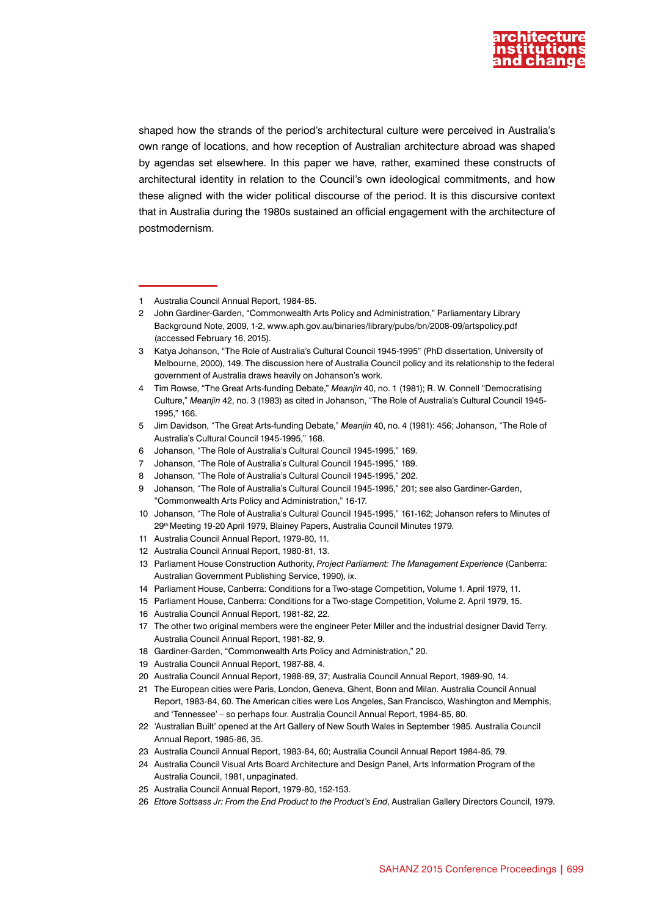shaped how the strands of the period's architectural culture were perceived in Australia's own range of locations, and how reception of Australian architecture abroad was shaped by agendas set elsewhere. In this paper we have, rather, examined these constructs of architectural identity in relation to the Council's own ideological commitments, and how these aligned with the wider political discourse of the period. It is this discursive context that in Australia during the 1980s sustained an official engagement with the architecture of postmodernism.

---

1 Australia Council Annual Report, 1984-85.

2 John Gardiner-Garden, "Commonwealth Arts Policy and Administration," Parliamentary Library Background Note, 2009, 1-2, www.aph.gov.au/binaries/library/pubs/bn/2008-09/artspolicy.pdf (accessed February 16, 2015).

3 Katya Johanson, "The Role of Australia's Cultural Council 1945-1995" (PhD dissertation, University of Melbourne, 2000), 149. The discussion here of Australia Council policy and its relationship to the federal government of Australia draws heavily on Johanson's work.

4 Tim Rowse, "The Great Arts-funding Debate," *Meanjin* 40, no. 1 (1981); R. W. Connell "Democratising Culture," *Meanjin* 42, no. 3 (1983) as cited in Johanson, "The Role of Australia's Cultural Council 1945-1995," 166.

5 Jim Davidson, "The Great Arts-funding Debate," *Meanjin* 40, no. 4 (1981): 456; Johanson, "The Role of Australia's Cultural Council 1945-1995," 168.

6 Johanson, "The Role of Australia's Cultural Council 1945-1995," 169.

7 Johanson, "The Role of Australia's Cultural Council 1945-1995," 189.

8 Johanson, "The Role of Australia's Cultural Council 1945-1995," 202.

9 Johanson, "The Role of Australia's Cultural Council 1945-1995," 201; see also Gardiner-Garden, "Commonwealth Arts Policy and Administration," 16-17.

10 Johanson, "The Role of Australia's Cultural Council 1945-1995," 161-162; Johanson refers to Minutes of 29th Meeting 19-20 April 1979, Blainey Papers, Australia Council Minutes 1979.

11 Australia Council Annual Report, 1979-80, 11.

12 Australia Council Annual Report, 1980-81, 13.

13 Parliament House Construction Authority, *Project Parliament: The Management Experience* (Canberra: Australian Government Publishing Service, 1990), ix.

14 Parliament House, Canberra: Conditions for a Two-stage Competition, Volume 1. April 1979, 11.

15 Parliament House, Canberra: Conditions for a Two-stage Competition, Volume 2. April 1979, 15.

16 Australia Council Annual Report, 1981-82, 22.

17 The other two original members were the engineer Peter Miller and the industrial designer David Terry. Australia Council Annual Report, 1981-82, 9.

18 Gardiner-Garden, "Commonwealth Arts Policy and Administration," 20.

19 Australia Council Annual Report, 1987-88, 4.

20 Australia Council Annual Report, 1988-89, 37; Australia Council Annual Report, 1989-90, 14.

21 The European cities were Paris, London, Geneva, Ghent, Bonn and Milan. Australia Council Annual Report, 1983-84, 60. The American cities were Los Angeles, San Francisco, Washington and Memphis, and 'Tennessee' – so perhaps four. Australia Council Annual Report, 1984-85, 80.

22 'Australian Built' opened at the Art Gallery of New South Wales in September 1985. Australia Council Annual Report, 1985-86, 35.

23 Australia Council Annual Report, 1983-84, 60; Australia Council Annual Report 1984-85, 79.

24 Australia Council Visual Arts Board Architecture and Design Panel, Arts Information Program of the Australia Council, 1981, unpaginated.

25 Australia Council Annual Report, 1979-80, 152-153.

26 *Ettore Sottsass Jr: From the End Product to the Product's End*, Australian Gallery Directors Council, 1979.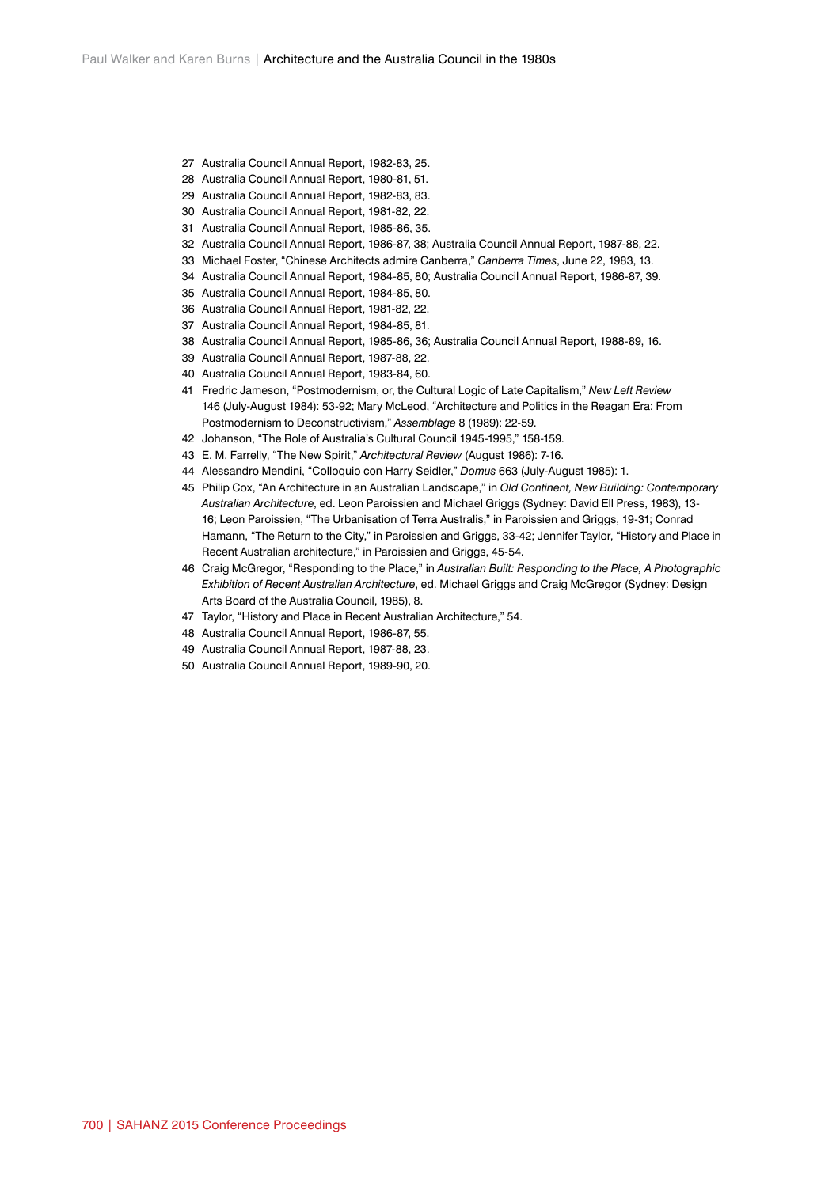27 Australia Council Annual Report, 1982-83, 25.
28 Australia Council Annual Report, 1980-81, 51.
29 Australia Council Annual Report, 1982-83, 83.
30 Australia Council Annual Report, 1981-82, 22.
31 Australia Council Annual Report, 1985-86, 35.
32 Australia Council Annual Report, 1986-87, 38; Australia Council Annual Report, 1987-88, 22.
33 Michael Foster, "Chinese Architects admire Canberra," *Canberra Times*, June 22, 1983, 13.
34 Australia Council Annual Report, 1984-85, 80; Australia Council Annual Report, 1986-87, 39.
35 Australia Council Annual Report, 1984-85, 80.
36 Australia Council Annual Report, 1981-82, 22.
37 Australia Council Annual Report, 1984-85, 81.
38 Australia Council Annual Report, 1985-86, 36; Australia Council Annual Report, 1988-89, 16.
39 Australia Council Annual Report, 1987-88, 22.
40 Australia Council Annual Report, 1983-84, 60.
41 Fredric Jameson, "Postmodernism, or, the Cultural Logic of Late Capitalism," *New Left Review* 146 (July-August 1984): 53-92; Mary McLeod, "Architecture and Politics in the Reagan Era: From Postmodernism to Deconstructivism," *Assemblage* 8 (1989): 22-59.
42 Johanson, "The Role of Australia's Cultural Council 1945-1995," 158-159.
43 E. M. Farrelly, "The New Spirit," *Architectural Review* (August 1986): 7-16.
44 Alessandro Mendini, "Colloquio con Harry Seidler," *Domus* 663 (July-August 1985): 1.
45 Philip Cox, "An Architecture in an Australian Landscape," in *Old Continent, New Building: Contemporary Australian Architecture*, ed. Leon Paroissien and Michael Griggs (Sydney: David Ell Press, 1983), 13-16; Leon Paroissien, "The Urbanisation of Terra Australis," in Paroissien and Griggs, 19-31; Conrad Hamann, "The Return to the City," in Paroissien and Griggs, 33-42; Jennifer Taylor, "History and Place in Recent Australian architecture," in Paroissien and Griggs, 45-54.
46 Craig McGregor, "Responding to the Place," in *Australian Built: Responding to the Place, A Photographic Exhibition of Recent Australian Architecture*, ed. Michael Griggs and Craig McGregor (Sydney: Design Arts Board of the Australia Council, 1985), 8.
47 Taylor, "History and Place in Recent Australian Architecture," 54.
48 Australia Council Annual Report, 1986-87, 55.
49 Australia Council Annual Report, 1987-88, 23.
50 Australia Council Annual Report, 1989-90, 20.